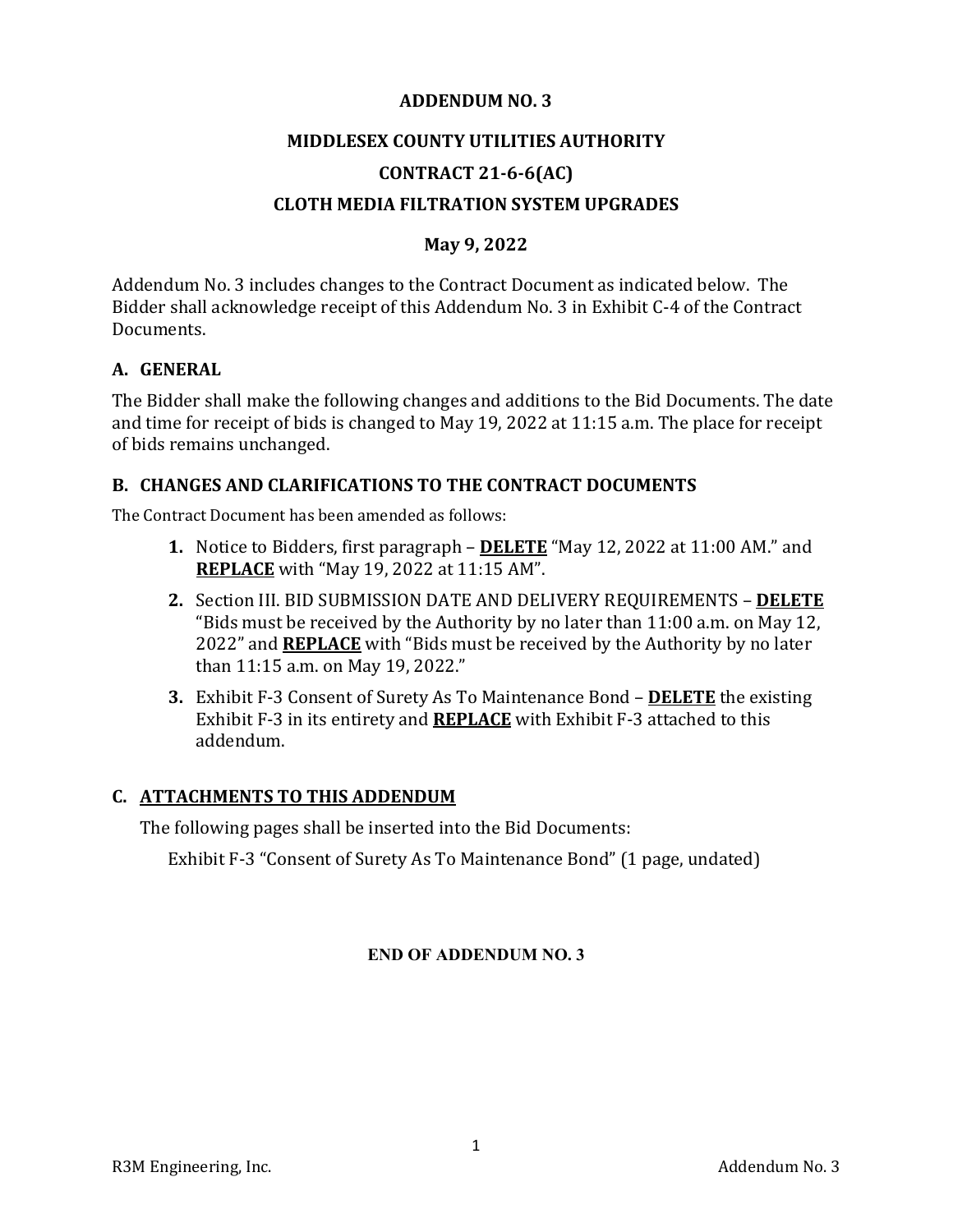# ADDENDUM NO. 3

## MIDDLESEX COUNTY UTILITIES AUTHORITY

## CONTRACT 21-6-6(AC)

## CLOTH MEDIA FILTRATION SYSTEM UPGRADES

**May 9, 2022**

Addendum No. 3 includes changes to the Contract Document as indicated below. The Bidder shall acknowledge receipt of this Addendum No. 3 in Exhibit C-4 of the Contract Documents.

### A. GENERAL

The Bidder shall make the following changes and additions to the Bid Documents. The date and time for receipt of bids is changed to May 19, 2022 at 11:15 a.m. The place for receipt of bids remains unchanged.

### B. CHANGES AND CLARIFICATIONS TO THE CONTRACT DOCUMENTS

The Contract Document has been amended as follows:

1. Notice to Bidders, first paragraph – **DELETE** "May 12, 2022 at 11:00 AM." and **REPLACE** with "May 19, 2022 at 11:15 AM".
2. Section III. BID SUBMISSION DATE AND DELIVERY REQUIREMENTS – **DELETE** "Bids must be received by the Authority by no later than 11:00 a.m. on May 12, 2022" and **REPLACE** with "Bids must be received by the Authority by no later than 11:15 a.m. on May 19, 2022."
3. Exhibit F-3 Consent of Surety As To Maintenance Bond – **DELETE** the existing Exhibit F-3 in its entirety and **REPLACE** with Exhibit F-3 attached to this addendum.

### C. ATTACHMENTS TO THIS ADDENDUM

The following pages shall be inserted into the Bid Documents:

Exhibit F-3 "Consent of Surety As To Maintenance Bond" (1 page, undated)

**END OF ADDENDUM NO. 3**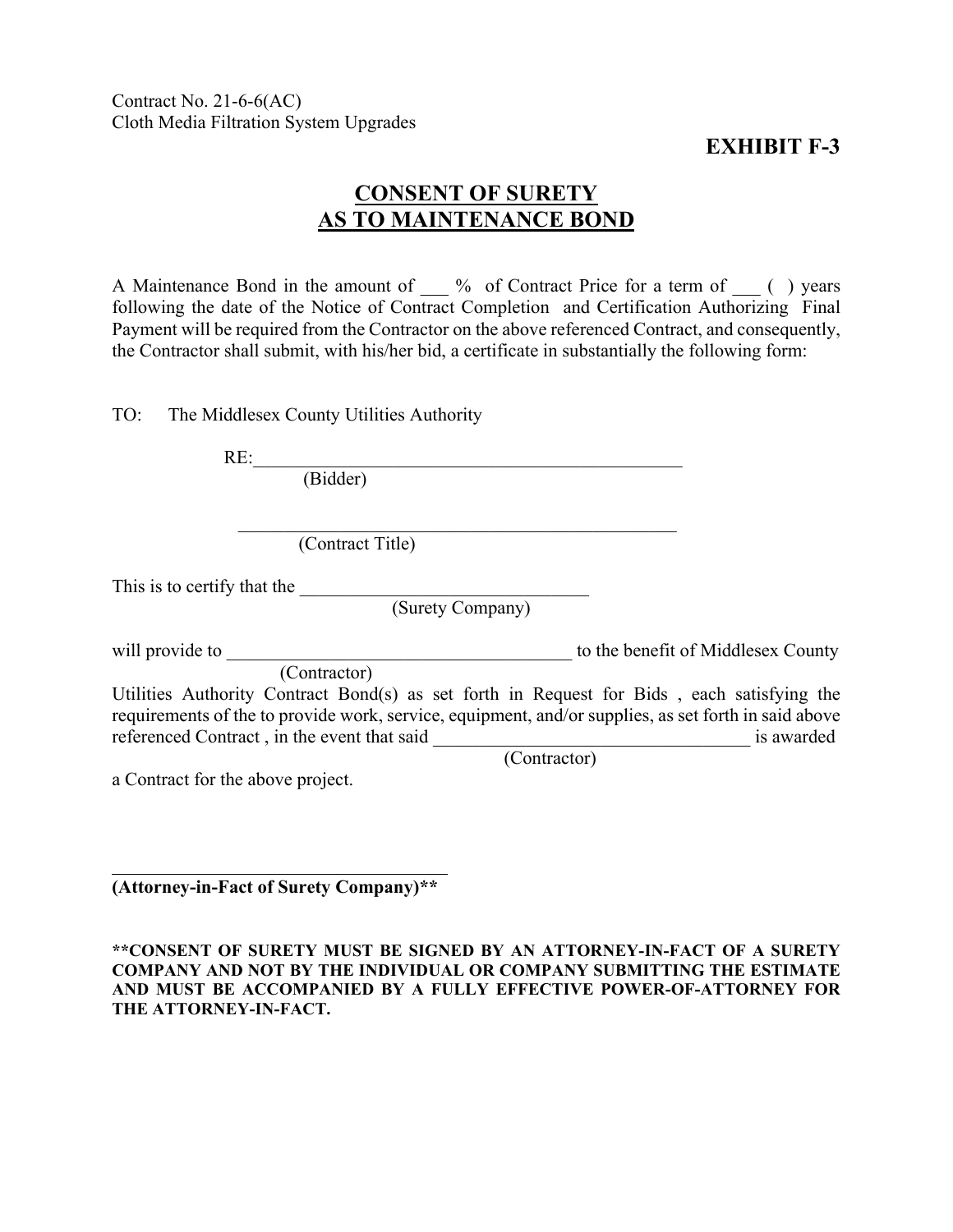Contract No. 21-6-6(AC)
Cloth Media Filtration System Upgrades

**EXHIBIT F-3**

# CONSENT OF SURETY AS TO MAINTENANCE BOND

A Maintenance Bond in the amount of ___ % of Contract Price for a term of ___ ( ) years following the date of the Notice of Contract Completion and Certification Authorizing Final Payment will be required from the Contractor on the above referenced Contract, and consequently, the Contractor shall submit, with his/her bid, a certificate in substantially the following form:

TO: The Middlesex County Utilities Authority

RE:_______________________________________________
(Bidder)

_______________________________________________
(Contract Title)

This is to certify that the _______________________________
(Surety Company)

will provide to ______________________________________ to the benefit of Middlesex County
(Contractor)
Utilities Authority Contract Bond(s) as set forth in Request for Bids , each satisfying the requirements of the to provide work, service, equipment, and/or supplies, as set forth in said above referenced Contract , in the event that said __________________________________ is awarded
(Contractor)
a Contract for the above project.

_____________________________________
**(Attorney-in-Fact of Surety Company)**\*\*

**\*\*CONSENT OF SURETY MUST BE SIGNED BY AN ATTORNEY-IN-FACT OF A SURETY COMPANY AND NOT BY THE INDIVIDUAL OR COMPANY SUBMITTING THE ESTIMATE AND MUST BE ACCOMPANIED BY A FULLY EFFECTIVE POWER-OF-ATTORNEY FOR THE ATTORNEY-IN-FACT.**